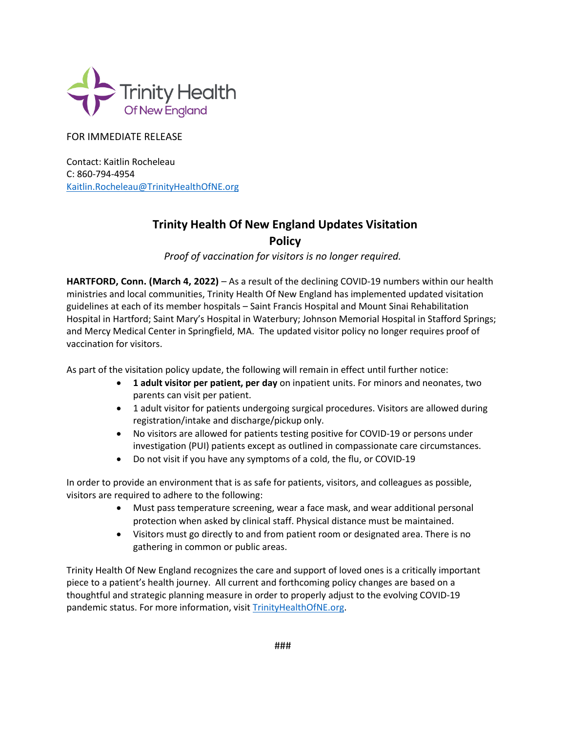FOR IMMEDIATE RELEASE

Contact: Kaitlin Rocheleau
C: 860-794-4954
Kaitlin.Rocheleau@TrinityHealthOfNE.org

# Trinity Health Of New England Updates Visitation Policy

*Proof of vaccination for visitors is no longer required.*

**HARTFORD, Conn. (March 4, 2022)** – As a result of the declining COVID-19 numbers within our health ministries and local communities, Trinity Health Of New England has implemented updated visitation guidelines at each of its member hospitals – Saint Francis Hospital and Mount Sinai Rehabilitation Hospital in Hartford; Saint Mary's Hospital in Waterbury; Johnson Memorial Hospital in Stafford Springs; and Mercy Medical Center in Springfield, MA. The updated visitor policy no longer requires proof of vaccination for visitors.

As part of the visitation policy update, the following will remain in effect until further notice:

- **1 adult visitor per patient, per day** on inpatient units. For minors and neonates, two parents can visit per patient.
- 1 adult visitor for patients undergoing surgical procedures. Visitors are allowed during registration/intake and discharge/pickup only.
- No visitors are allowed for patients testing positive for COVID-19 or persons under investigation (PUI) patients except as outlined in compassionate care circumstances.
- Do not visit if you have any symptoms of a cold, the flu, or COVID-19

In order to provide an environment that is as safe for patients, visitors, and colleagues as possible, visitors are required to adhere to the following:

- Must pass temperature screening, wear a face mask, and wear additional personal protection when asked by clinical staff. Physical distance must be maintained.
- Visitors must go directly to and from patient room or designated area. There is no gathering in common or public areas.

Trinity Health Of New England recognizes the care and support of loved ones is a critically important piece to a patient's health journey. All current and forthcoming policy changes are based on a thoughtful and strategic planning measure in order to properly adjust to the evolving COVID-19 pandemic status. For more information, visit TrinityHealthOfNE.org.

###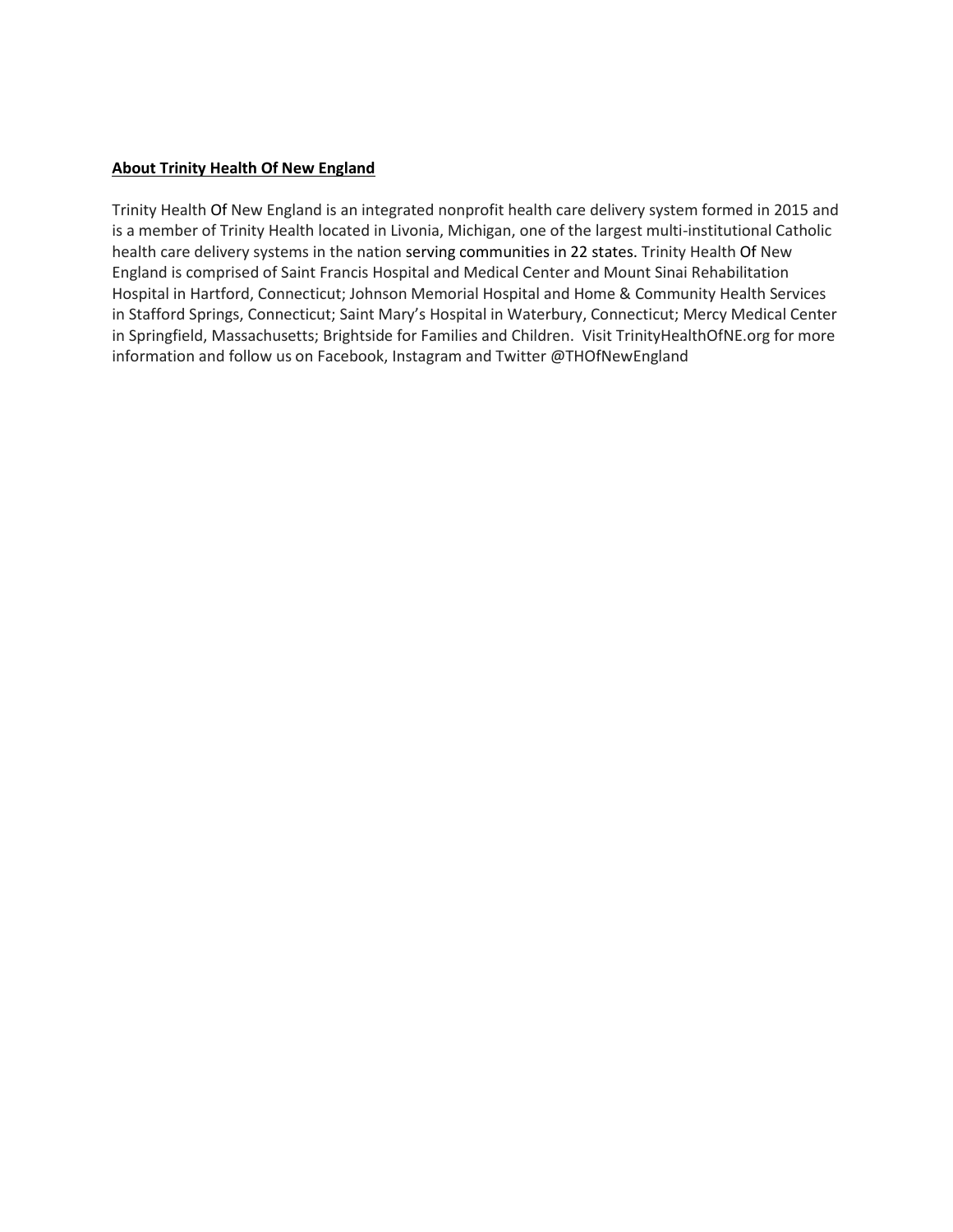**About Trinity Health Of New England**

Trinity Health Of New England is an integrated nonprofit health care delivery system formed in 2015 and is a member of Trinity Health located in Livonia, Michigan, one of the largest multi-institutional Catholic health care delivery systems in the nation serving communities in 22 states. Trinity Health Of New England is comprised of Saint Francis Hospital and Medical Center and Mount Sinai Rehabilitation Hospital in Hartford, Connecticut; Johnson Memorial Hospital and Home & Community Health Services in Stafford Springs, Connecticut; Saint Mary's Hospital in Waterbury, Connecticut; Mercy Medical Center in Springfield, Massachusetts; Brightside for Families and Children. Visit TrinityHealthOfNE.org for more information and follow us on Facebook, Instagram and Twitter @THOfNewEngland